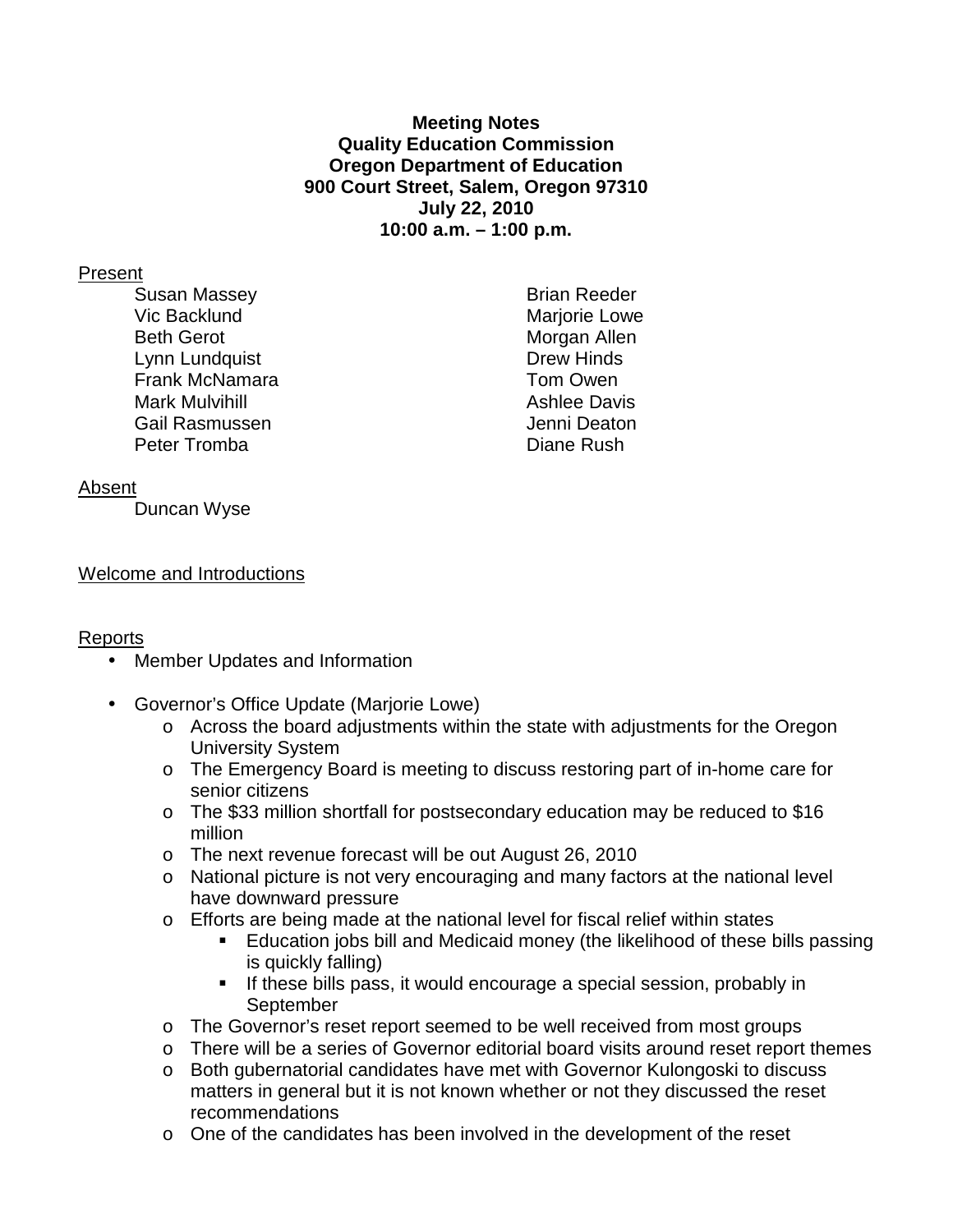**Meeting Notes**
**Quality Education Commission**
**Oregon Department of Education**
**900 Court Street, Salem, Oregon 97310**
**July 22, 2010**
**10:00 a.m. – 1:00 p.m.**

Present

- Susan Massey
- Vic Backlund
- Beth Gerot
- Lynn Lundquist
- Frank McNamara
- Mark Mulvihill
- Gail Rasmussen
- Peter Tromba
- Brian Reeder
- Marjorie Lowe
- Morgan Allen
- Drew Hinds
- Tom Owen
- Ashlee Davis
- Jenni Deaton
- Diane Rush

Absent

- Duncan Wyse

Welcome and Introductions

Reports

- Member Updates and Information
- Governor's Office Update (Marjorie Lowe)
  - Across the board adjustments within the state with adjustments for the Oregon University System
  - The Emergency Board is meeting to discuss restoring part of in-home care for senior citizens
  - The $33 million shortfall for postsecondary education may be reduced to $16 million
  - The next revenue forecast will be out August 26, 2010
  - National picture is not very encouraging and many factors at the national level have downward pressure
  - Efforts are being made at the national level for fiscal relief within states
    - Education jobs bill and Medicaid money (the likelihood of these bills passing is quickly falling)
    - If these bills pass, it would encourage a special session, probably in September
  - The Governor's reset report seemed to be well received from most groups
  - There will be a series of Governor editorial board visits around reset report themes
  - Both gubernatorial candidates have met with Governor Kulongoski to discuss matters in general but it is not known whether or not they discussed the reset recommendations
  - One of the candidates has been involved in the development of the reset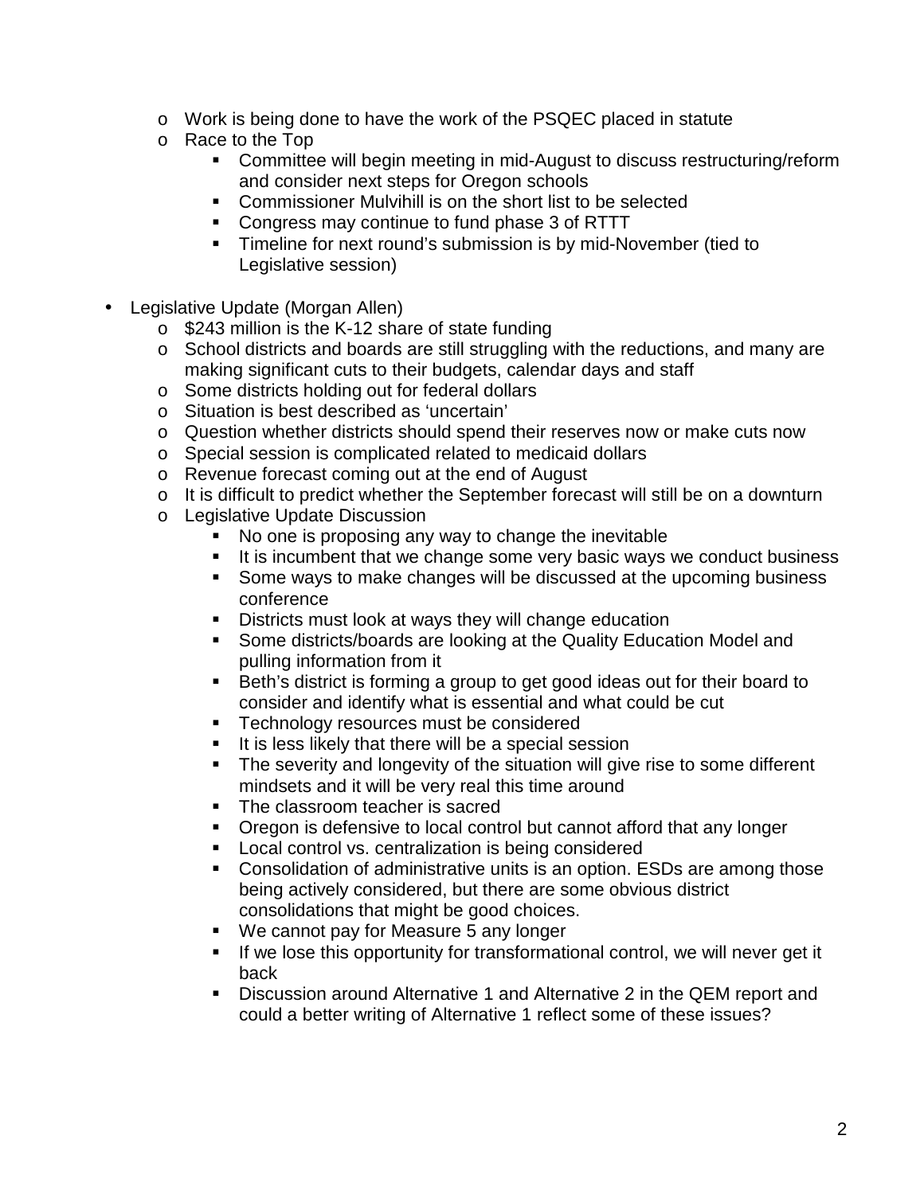- Work is being done to have the work of the PSQEC placed in statute
- Race to the Top
  - Committee will begin meeting in mid-August to discuss restructuring/reform and consider next steps for Oregon schools
  - Commissioner Mulvihill is on the short list to be selected
  - Congress may continue to fund phase 3 of RTTT
  - Timeline for next round's submission is by mid-November (tied to Legislative session)

- Legislative Update (Morgan Allen)
  - $243 million is the K-12 share of state funding
  - School districts and boards are still struggling with the reductions, and many are making significant cuts to their budgets, calendar days and staff
  - Some districts holding out for federal dollars
  - Situation is best described as 'uncertain'
  - Question whether districts should spend their reserves now or make cuts now
  - Special session is complicated related to medicaid dollars
  - Revenue forecast coming out at the end of August
  - It is difficult to predict whether the September forecast will still be on a downturn
  - Legislative Update Discussion
    - No one is proposing any way to change the inevitable
    - It is incumbent that we change some very basic ways we conduct business
    - Some ways to make changes will be discussed at the upcoming business conference
    - Districts must look at ways they will change education
    - Some districts/boards are looking at the Quality Education Model and pulling information from it
    - Beth's district is forming a group to get good ideas out for their board to consider and identify what is essential and what could be cut
    - Technology resources must be considered
    - It is less likely that there will be a special session
    - The severity and longevity of the situation will give rise to some different mindsets and it will be very real this time around
    - The classroom teacher is sacred
    - Oregon is defensive to local control but cannot afford that any longer
    - Local control vs. centralization is being considered
    - Consolidation of administrative units is an option. ESDs are among those being actively considered, but there are some obvious district consolidations that might be good choices.
    - We cannot pay for Measure 5 any longer
    - If we lose this opportunity for transformational control, we will never get it back
    - Discussion around Alternative 1 and Alternative 2 in the QEM report and could a better writing of Alternative 1 reflect some of these issues?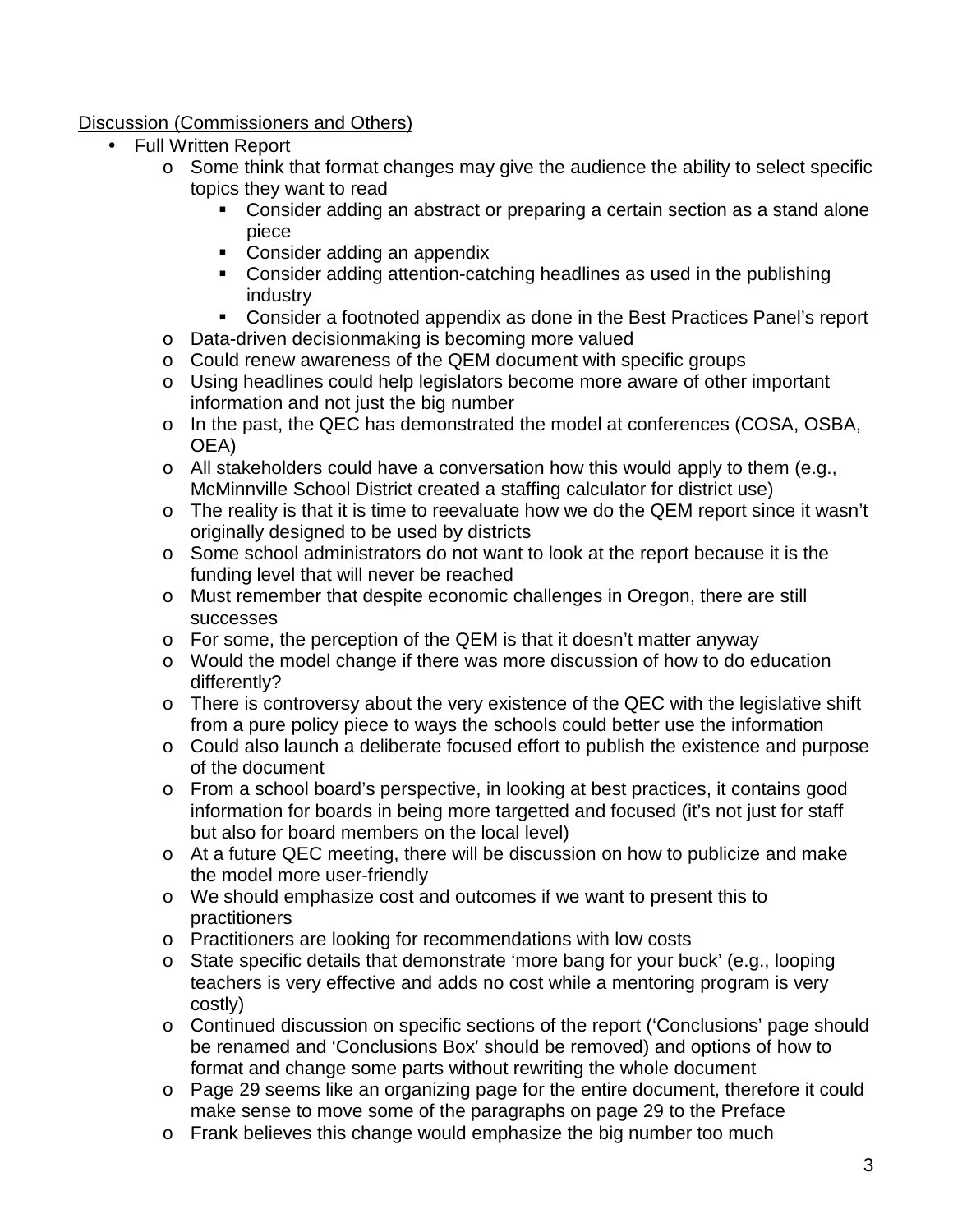<u>Discussion (Commissioners and Others)</u>

- Full Written Report
  - Some think that format changes may give the audience the ability to select specific topics they want to read
    - Consider adding an abstract or preparing a certain section as a stand alone piece
    - Consider adding an appendix
    - Consider adding attention-catching headlines as used in the publishing industry
    - Consider a footnoted appendix as done in the Best Practices Panel's report
  - Data-driven decisionmaking is becoming more valued
  - Could renew awareness of the QEM document with specific groups
  - Using headlines could help legislators become more aware of other important information and not just the big number
  - In the past, the QEC has demonstrated the model at conferences (COSA, OSBA, OEA)
  - All stakeholders could have a conversation how this would apply to them (e.g., McMinnville School District created a staffing calculator for district use)
  - The reality is that it is time to reevaluate how we do the QEM report since it wasn't originally designed to be used by districts
  - Some school administrators do not want to look at the report because it is the funding level that will never be reached
  - Must remember that despite economic challenges in Oregon, there are still successes
  - For some, the perception of the QEM is that it doesn't matter anyway
  - Would the model change if there was more discussion of how to do education differently?
  - There is controversy about the very existence of the QEC with the legislative shift from a pure policy piece to ways the schools could better use the information
  - Could also launch a deliberate focused effort to publish the existence and purpose of the document
  - From a school board's perspective, in looking at best practices, it contains good information for boards in being more targetted and focused (it's not just for staff but also for board members on the local level)
  - At a future QEC meeting, there will be discussion on how to publicize and make the model more user-friendly
  - We should emphasize cost and outcomes if we want to present this to practitioners
  - Practitioners are looking for recommendations with low costs
  - State specific details that demonstrate 'more bang for your buck' (e.g., looping teachers is very effective and adds no cost while a mentoring program is very costly)
  - Continued discussion on specific sections of the report ('Conclusions' page should be renamed and 'Conclusions Box' should be removed) and options of how to format and change some parts without rewriting the whole document
  - Page 29 seems like an organizing page for the entire document, therefore it could make sense to move some of the paragraphs on page 29 to the Preface
  - Frank believes this change would emphasize the big number too much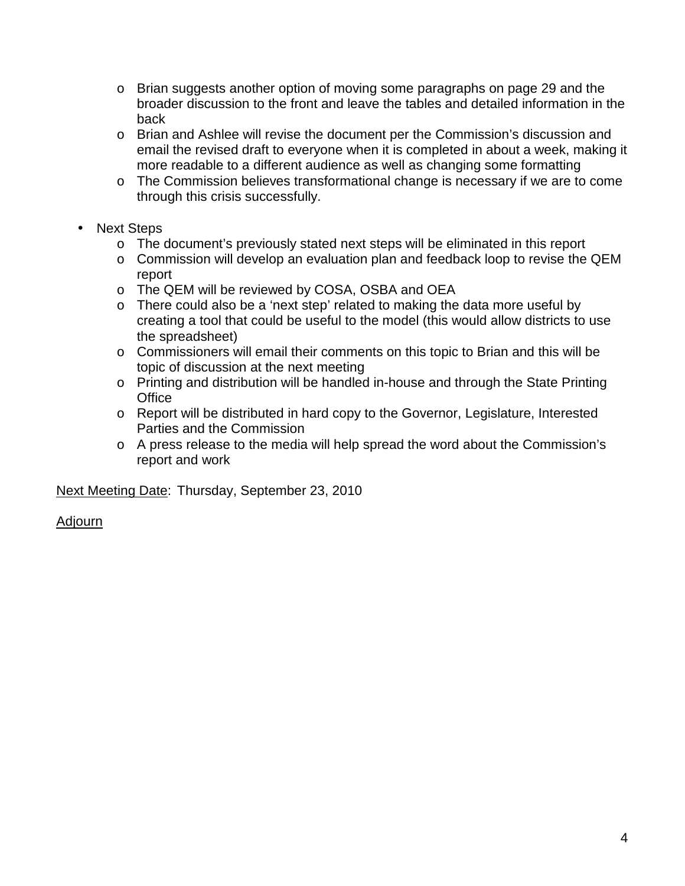- Brian suggests another option of moving some paragraphs on page 29 and the broader discussion to the front and leave the tables and detailed information in the back
  - Brian and Ashlee will revise the document per the Commission's discussion and email the revised draft to everyone when it is completed in about a week, making it more readable to a different audience as well as changing some formatting
  - The Commission believes transformational change is necessary if we are to come through this crisis successfully.

- Next Steps
  - The document's previously stated next steps will be eliminated in this report
  - Commission will develop an evaluation plan and feedback loop to revise the QEM report
  - The QEM will be reviewed by COSA, OSBA and OEA
  - There could also be a 'next step' related to making the data more useful by creating a tool that could be useful to the model (this would allow districts to use the spreadsheet)
  - Commissioners will email their comments on this topic to Brian and this will be topic of discussion at the next meeting
  - Printing and distribution will be handled in-house and through the State Printing Office
  - Report will be distributed in hard copy to the Governor, Legislature, Interested Parties and the Commission
  - A press release to the media will help spread the word about the Commission's report and work

<u>Next Meeting Date</u>: Thursday, September 23, 2010

<u>Adjourn</u>